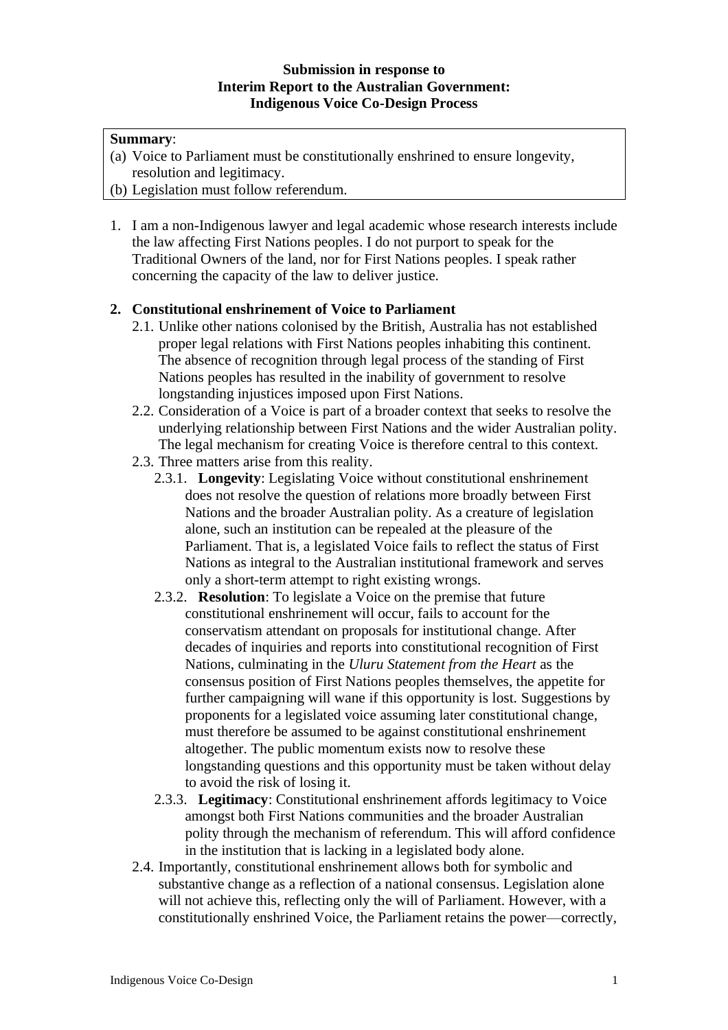**Submission in response to**
**Interim Report to the Australian Government:**
**Indigenous Voice Co-Design Process**

**Summary**:
(a) Voice to Parliament must be constitutionally enshrined to ensure longevity, resolution and legitimacy.
(b) Legislation must follow referendum.

1. I am a non-Indigenous lawyer and legal academic whose research interests include the law affecting First Nations peoples. I do not purport to speak for the Traditional Owners of the land, nor for First Nations peoples. I speak rather concerning the capacity of the law to deliver justice.

2. **Constitutional enshrinement of Voice to Parliament**
   2.1. Unlike other nations colonised by the British, Australia has not established proper legal relations with First Nations peoples inhabiting this continent. The absence of recognition through legal process of the standing of First Nations peoples has resulted in the inability of government to resolve longstanding injustices imposed upon First Nations.
   2.2. Consideration of a Voice is part of a broader context that seeks to resolve the underlying relationship between First Nations and the wider Australian polity. The legal mechanism for creating Voice is therefore central to this context.
   2.3. Three matters arise from this reality.
      2.3.1. **Longevity**: Legislating Voice without constitutional enshrinement does not resolve the question of relations more broadly between First Nations and the broader Australian polity. As a creature of legislation alone, such an institution can be repealed at the pleasure of the Parliament. That is, a legislated Voice fails to reflect the status of First Nations as integral to the Australian institutional framework and serves only a short-term attempt to right existing wrongs.
      2.3.2. **Resolution**: To legislate a Voice on the premise that future constitutional enshrinement will occur, fails to account for the conservatism attendant on proposals for institutional change. After decades of inquiries and reports into constitutional recognition of First Nations, culminating in the *Uluru Statement from the Heart* as the consensus position of First Nations peoples themselves, the appetite for further campaigning will wane if this opportunity is lost. Suggestions by proponents for a legislated voice assuming later constitutional change, must therefore be assumed to be against constitutional enshrinement altogether. The public momentum exists now to resolve these longstanding questions and this opportunity must be taken without delay to avoid the risk of losing it.
      2.3.3. **Legitimacy**: Constitutional enshrinement affords legitimacy to Voice amongst both First Nations communities and the broader Australian polity through the mechanism of referendum. This will afford confidence in the institution that is lacking in a legislated body alone.
   2.4. Importantly, constitutional enshrinement allows both for symbolic and substantive change as a reflection of a national consensus. Legislation alone will not achieve this, reflecting only the will of Parliament. However, with a constitutionally enshrined Voice, the Parliament retains the power—correctly,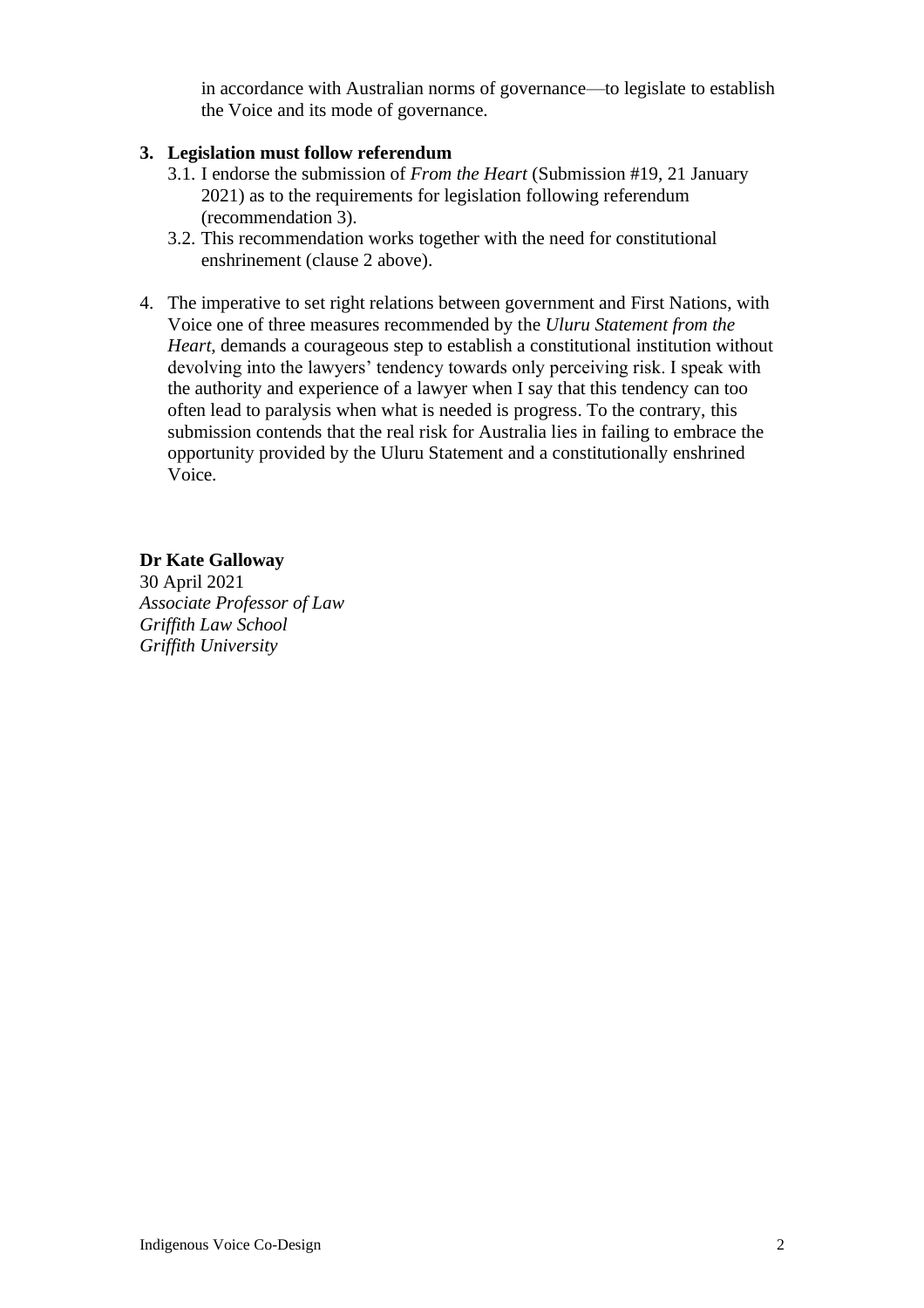in accordance with Australian norms of governance—to legislate to establish the Voice and its mode of governance.

**3. Legislation must follow referendum**

3.1. I endorse the submission of *From the Heart* (Submission #19, 21 January 2021) as to the requirements for legislation following referendum (recommendation 3).

3.2. This recommendation works together with the need for constitutional enshrinement (clause 2 above).

4. The imperative to set right relations between government and First Nations, with Voice one of three measures recommended by the *Uluru Statement from the Heart*, demands a courageous step to establish a constitutional institution without devolving into the lawyers' tendency towards only perceiving risk. I speak with the authority and experience of a lawyer when I say that this tendency can too often lead to paralysis when what is needed is progress. To the contrary, this submission contends that the real risk for Australia lies in failing to embrace the opportunity provided by the Uluru Statement and a constitutionally enshrined Voice.

**Dr Kate Galloway**
30 April 2021
*Associate Professor of Law*
*Griffith Law School*
*Griffith University*